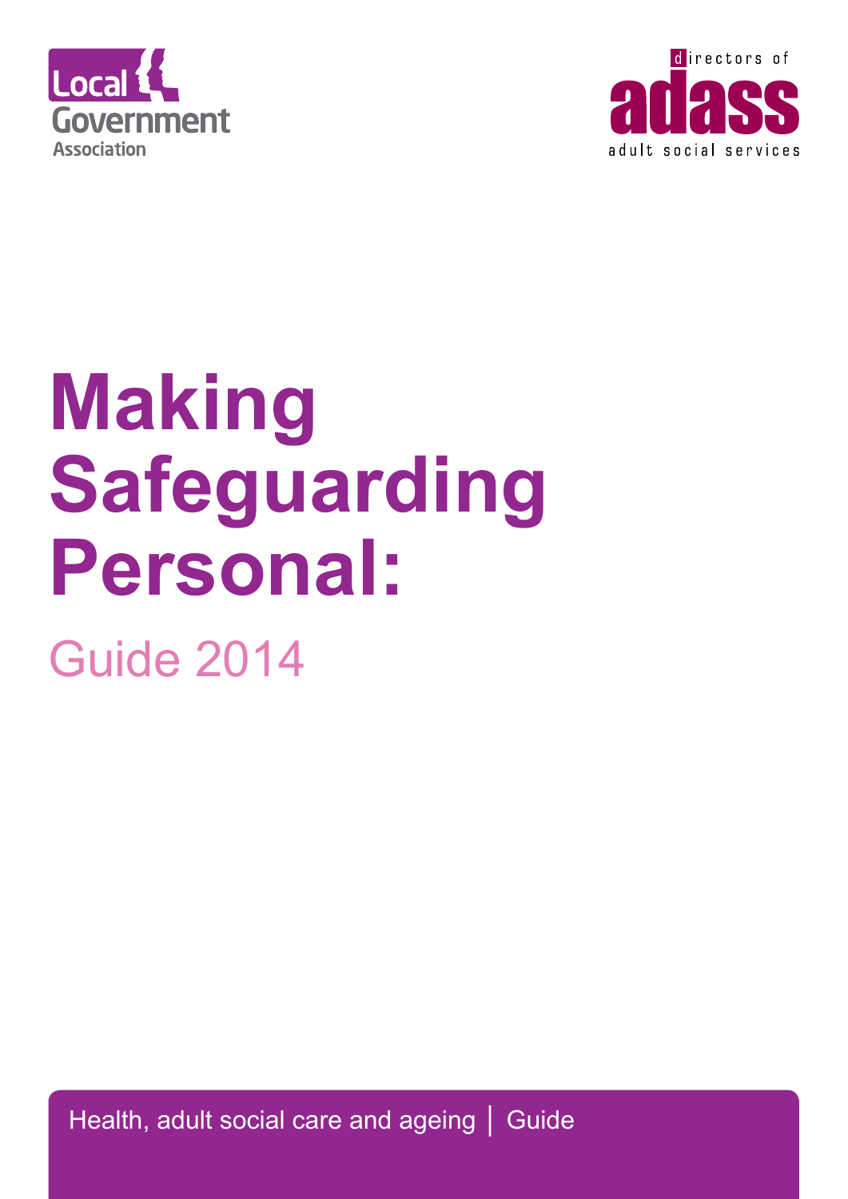Local Government Association

directors of adass adult social services

# Making Safeguarding Personal:

## Guide 2014

Health, adult social care and ageing | Guide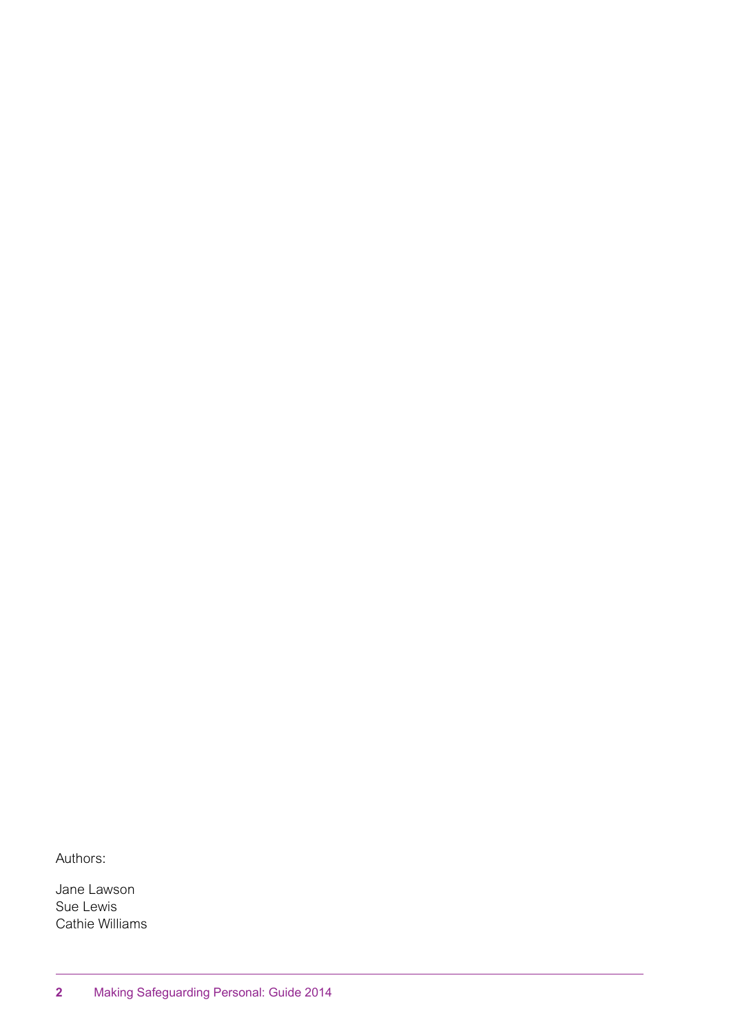Authors:

Jane Lawson
Sue Lewis
Cathie Williams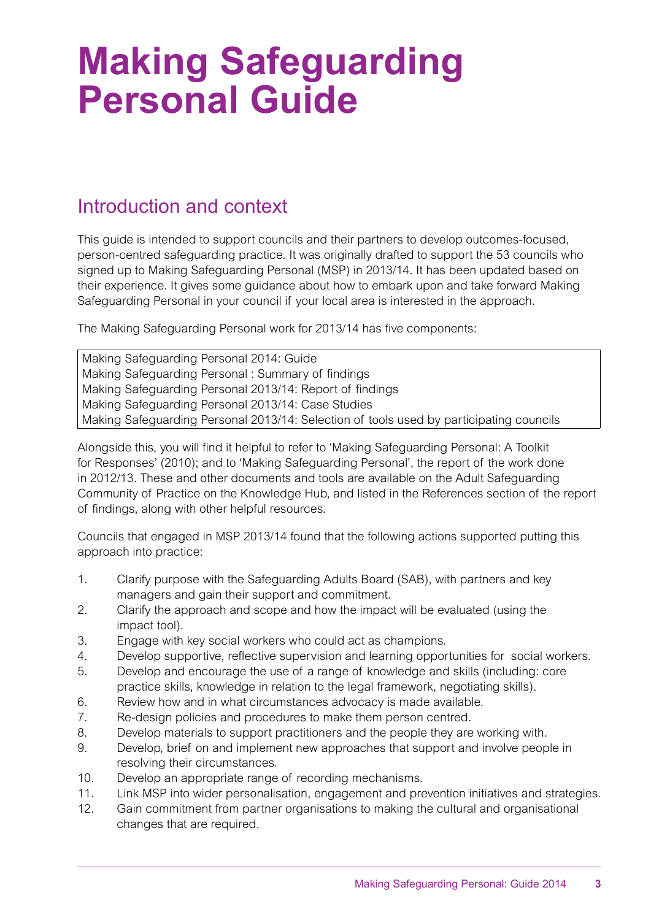# Making Safeguarding Personal Guide

## Introduction and context

This guide is intended to support councils and their partners to develop outcomes-focused, person-centred safeguarding practice. It was originally drafted to support the 53 councils who signed up to Making Safeguarding Personal (MSP) in 2013/14. It has been updated based on their experience. It gives some guidance about how to embark upon and take forward Making Safeguarding Personal in your council if your local area is interested in the approach.

The Making Safeguarding Personal work for 2013/14 has five components:

| |
|---|
| Making Safeguarding Personal 2014: Guide |
| Making Safeguarding Personal : Summary of findings |
| Making Safeguarding Personal 2013/14: Report of findings |
| Making Safeguarding Personal 2013/14: Case Studies |
| Making Safeguarding Personal 2013/14: Selection of tools used by participating councils |

Alongside this, you will find it helpful to refer to 'Making Safeguarding Personal: A Toolkit for Responses' (2010); and to 'Making Safeguarding Personal', the report of the work done in 2012/13. These and other documents and tools are available on the Adult Safeguarding Community of Practice on the Knowledge Hub, and listed in the References section of the report of findings, along with other helpful resources.

Councils that engaged in MSP 2013/14 found that the following actions supported putting this approach into practice:

1. Clarify purpose with the Safeguarding Adults Board (SAB), with partners and key managers and gain their support and commitment.
2. Clarify the approach and scope and how the impact will be evaluated (using the impact tool).
3. Engage with key social workers who could act as champions.
4. Develop supportive, reflective supervision and learning opportunities for social workers.
5. Develop and encourage the use of a range of knowledge and skills (including: core practice skills, knowledge in relation to the legal framework, negotiating skills).
6. Review how and in what circumstances advocacy is made available.
7. Re-design policies and procedures to make them person centred.
8. Develop materials to support practitioners and the people they are working with.
9. Develop, brief on and implement new approaches that support and involve people in resolving their circumstances.
10. Develop an appropriate range of recording mechanisms.
11. Link MSP into wider personalisation, engagement and prevention initiatives and strategies.
12. Gain commitment from partner organisations to making the cultural and organisational changes that are required.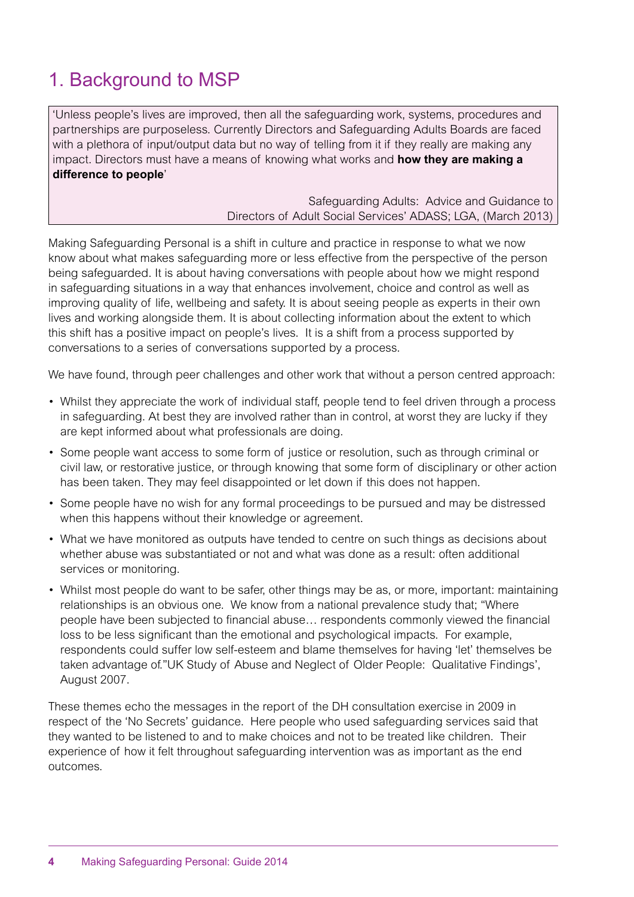# 1. Background to MSP

> 'Unless people's lives are improved, then all the safeguarding work, systems, procedures and partnerships are purposeless. Currently Directors and Safeguarding Adults Boards are faced with a plethora of input/output data but no way of telling from it if they really are making any impact. Directors must have a means of knowing what works and **how they are making a difference to people**'
>
> Safeguarding Adults: Advice and Guidance to Directors of Adult Social Services' ADASS; LGA, (March 2013)

Making Safeguarding Personal is a shift in culture and practice in response to what we now know about what makes safeguarding more or less effective from the perspective of the person being safeguarded. It is about having conversations with people about how we might respond in safeguarding situations in a way that enhances involvement, choice and control as well as improving quality of life, wellbeing and safety. It is about seeing people as experts in their own lives and working alongside them. It is about collecting information about the extent to which this shift has a positive impact on people's lives. It is a shift from a process supported by conversations to a series of conversations supported by a process.

We have found, through peer challenges and other work that without a person centred approach:

- Whilst they appreciate the work of individual staff, people tend to feel driven through a process in safeguarding. At best they are involved rather than in control, at worst they are lucky if they are kept informed about what professionals are doing.
- Some people want access to some form of justice or resolution, such as through criminal or civil law, or restorative justice, or through knowing that some form of disciplinary or other action has been taken. They may feel disappointed or let down if this does not happen.
- Some people have no wish for any formal proceedings to be pursued and may be distressed when this happens without their knowledge or agreement.
- What we have monitored as outputs have tended to centre on such things as decisions about whether abuse was substantiated or not and what was done as a result: often additional services or monitoring.
- Whilst most people do want to be safer, other things may be as, or more, important: maintaining relationships is an obvious one. We know from a national prevalence study that; "Where people have been subjected to financial abuse… respondents commonly viewed the financial loss to be less significant than the emotional and psychological impacts. For example, respondents could suffer low self-esteem and blame themselves for having 'let' themselves be taken advantage of."UK Study of Abuse and Neglect of Older People: Qualitative Findings', August 2007.

These themes echo the messages in the report of the DH consultation exercise in 2009 in respect of the 'No Secrets' guidance. Here people who used safeguarding services said that they wanted to be listened to and to make choices and not to be treated like children. Their experience of how it felt throughout safeguarding intervention was as important as the end outcomes.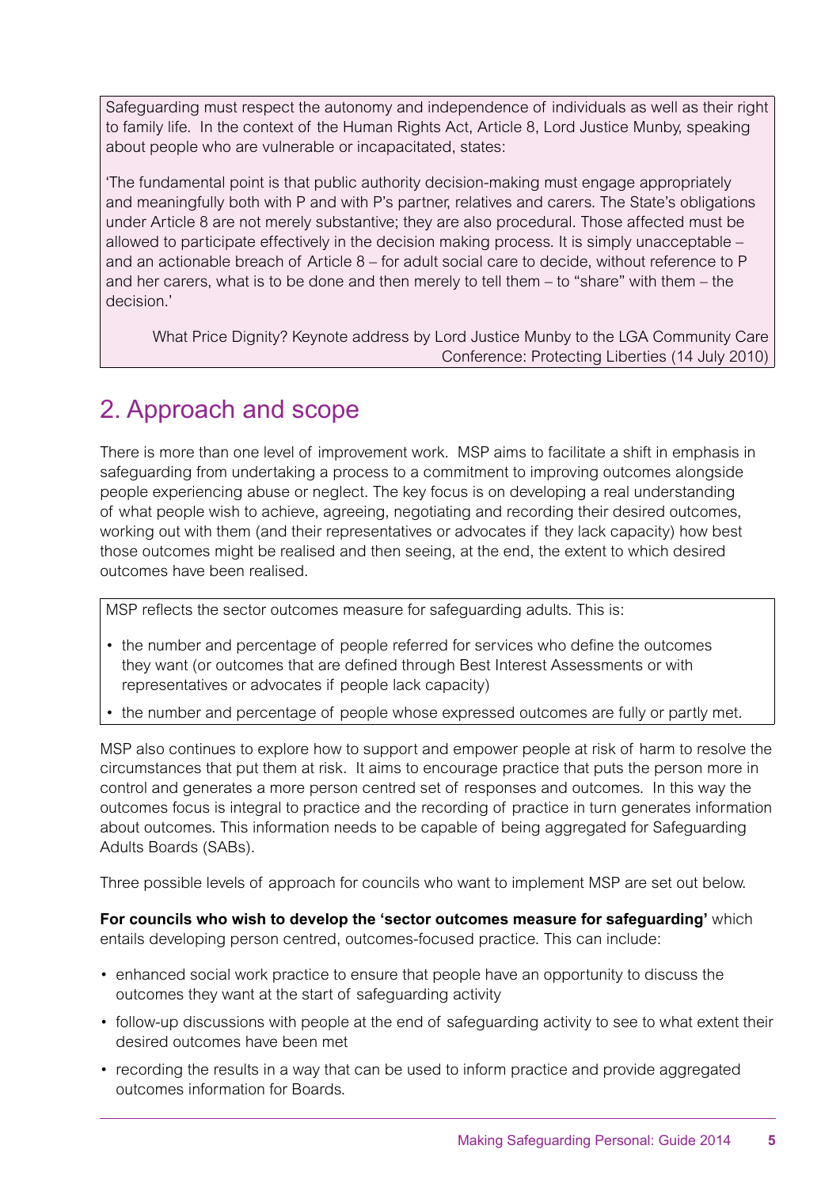Safeguarding must respect the autonomy and independence of individuals as well as their right to family life. In the context of the Human Rights Act, Article 8, Lord Justice Munby, speaking about people who are vulnerable or incapacitated, states:

'The fundamental point is that public authority decision-making must engage appropriately and meaningfully both with P and with P's partner, relatives and carers. The State's obligations under Article 8 are not merely substantive; they are also procedural. Those affected must be allowed to participate effectively in the decision making process. It is simply unacceptable – and an actionable breach of Article 8 – for adult social care to decide, without reference to P and her carers, what is to be done and then merely to tell them – to "share" with them – the decision.'

What Price Dignity? Keynote address by Lord Justice Munby to the LGA Community Care Conference: Protecting Liberties (14 July 2010)

## 2. Approach and scope

There is more than one level of improvement work. MSP aims to facilitate a shift in emphasis in safeguarding from undertaking a process to a commitment to improving outcomes alongside people experiencing abuse or neglect. The key focus is on developing a real understanding of what people wish to achieve, agreeing, negotiating and recording their desired outcomes, working out with them (and their representatives or advocates if they lack capacity) how best those outcomes might be realised and then seeing, at the end, the extent to which desired outcomes have been realised.

MSP reflects the sector outcomes measure for safeguarding adults. This is:

- the number and percentage of people referred for services who define the outcomes they want (or outcomes that are defined through Best Interest Assessments or with representatives or advocates if people lack capacity)
- the number and percentage of people whose expressed outcomes are fully or partly met.

MSP also continues to explore how to support and empower people at risk of harm to resolve the circumstances that put them at risk. It aims to encourage practice that puts the person more in control and generates a more person centred set of responses and outcomes. In this way the outcomes focus is integral to practice and the recording of practice in turn generates information about outcomes. This information needs to be capable of being aggregated for Safeguarding Adults Boards (SABs).

Three possible levels of approach for councils who want to implement MSP are set out below.

**For councils who wish to develop the 'sector outcomes measure for safeguarding'** which entails developing person centred, outcomes-focused practice. This can include:

- enhanced social work practice to ensure that people have an opportunity to discuss the outcomes they want at the start of safeguarding activity
- follow-up discussions with people at the end of safeguarding activity to see to what extent their desired outcomes have been met
- recording the results in a way that can be used to inform practice and provide aggregated outcomes information for Boards.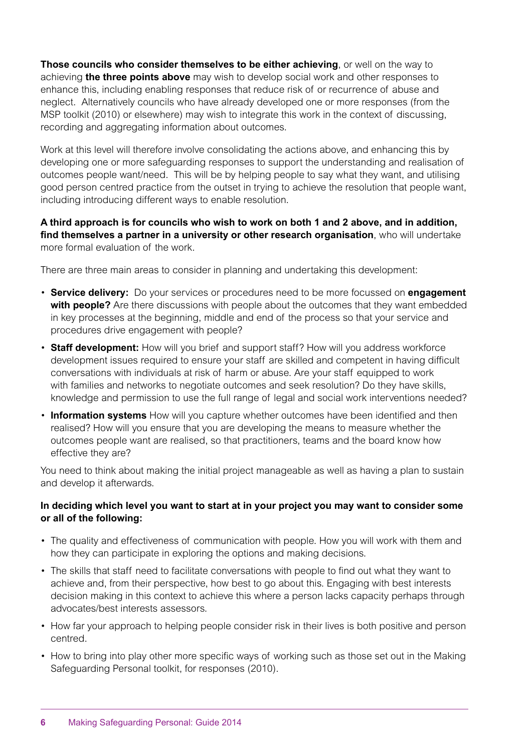**Those councils who consider themselves to be either achieving**, or well on the way to achieving **the three points above** may wish to develop social work and other responses to enhance this, including enabling responses that reduce risk of or recurrence of abuse and neglect. Alternatively councils who have already developed one or more responses (from the MSP toolkit (2010) or elsewhere) may wish to integrate this work in the context of discussing, recording and aggregating information about outcomes.

Work at this level will therefore involve consolidating the actions above, and enhancing this by developing one or more safeguarding responses to support the understanding and realisation of outcomes people want/need. This will be by helping people to say what they want, and utilising good person centred practice from the outset in trying to achieve the resolution that people want, including introducing different ways to enable resolution.

**A third approach is for councils who wish to work on both 1 and 2 above, and in addition, find themselves a partner in a university or other research organisation**, who will undertake more formal evaluation of the work.

There are three main areas to consider in planning and undertaking this development:

- **Service delivery:** Do your services or procedures need to be more focussed on **engagement with people?** Are there discussions with people about the outcomes that they want embedded in key processes at the beginning, middle and end of the process so that your service and procedures drive engagement with people?
- **Staff development:** How will you brief and support staff? How will you address workforce development issues required to ensure your staff are skilled and competent in having difficult conversations with individuals at risk of harm or abuse. Are your staff equipped to work with families and networks to negotiate outcomes and seek resolution? Do they have skills, knowledge and permission to use the full range of legal and social work interventions needed?
- **Information systems** How will you capture whether outcomes have been identified and then realised? How will you ensure that you are developing the means to measure whether the outcomes people want are realised, so that practitioners, teams and the board know how effective they are?

You need to think about making the initial project manageable as well as having a plan to sustain and develop it afterwards.

**In deciding which level you want to start at in your project you may want to consider some or all of the following:**

- The quality and effectiveness of communication with people. How you will work with them and how they can participate in exploring the options and making decisions.
- The skills that staff need to facilitate conversations with people to find out what they want to achieve and, from their perspective, how best to go about this. Engaging with best interests decision making in this context to achieve this where a person lacks capacity perhaps through advocates/best interests assessors.
- How far your approach to helping people consider risk in their lives is both positive and person centred.
- How to bring into play other more specific ways of working such as those set out in the Making Safeguarding Personal toolkit, for responses (2010).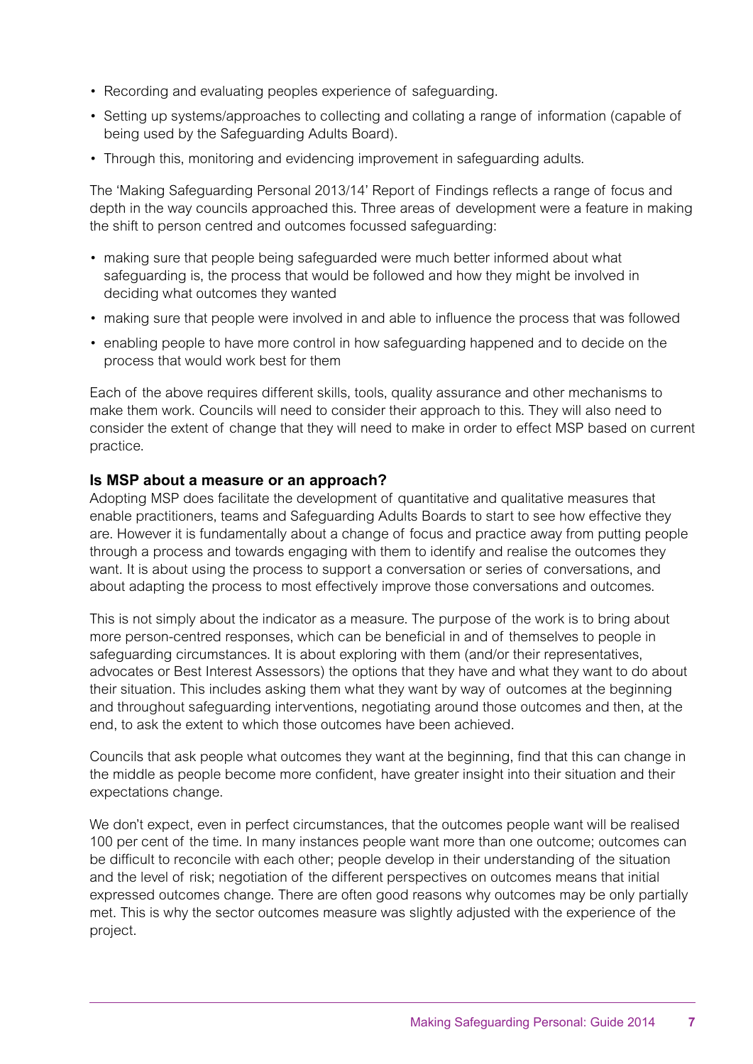- Recording and evaluating peoples experience of safeguarding.
- Setting up systems/approaches to collecting and collating a range of information (capable of being used by the Safeguarding Adults Board).
- Through this, monitoring and evidencing improvement in safeguarding adults.

The 'Making Safeguarding Personal 2013/14' Report of Findings reflects a range of focus and depth in the way councils approached this. Three areas of development were a feature in making the shift to person centred and outcomes focussed safeguarding:

- making sure that people being safeguarded were much better informed about what safeguarding is, the process that would be followed and how they might be involved in deciding what outcomes they wanted
- making sure that people were involved in and able to influence the process that was followed
- enabling people to have more control in how safeguarding happened and to decide on the process that would work best for them

Each of the above requires different skills, tools, quality assurance and other mechanisms to make them work. Councils will need to consider their approach to this. They will also need to consider the extent of change that they will need to make in order to effect MSP based on current practice.

### Is MSP about a measure or an approach?

Adopting MSP does facilitate the development of quantitative and qualitative measures that enable practitioners, teams and Safeguarding Adults Boards to start to see how effective they are. However it is fundamentally about a change of focus and practice away from putting people through a process and towards engaging with them to identify and realise the outcomes they want. It is about using the process to support a conversation or series of conversations, and about adapting the process to most effectively improve those conversations and outcomes.

This is not simply about the indicator as a measure. The purpose of the work is to bring about more person-centred responses, which can be beneficial in and of themselves to people in safeguarding circumstances. It is about exploring with them (and/or their representatives, advocates or Best Interest Assessors) the options that they have and what they want to do about their situation. This includes asking them what they want by way of outcomes at the beginning and throughout safeguarding interventions, negotiating around those outcomes and then, at the end, to ask the extent to which those outcomes have been achieved.

Councils that ask people what outcomes they want at the beginning, find that this can change in the middle as people become more confident, have greater insight into their situation and their expectations change.

We don't expect, even in perfect circumstances, that the outcomes people want will be realised 100 per cent of the time. In many instances people want more than one outcome; outcomes can be difficult to reconcile with each other; people develop in their understanding of the situation and the level of risk; negotiation of the different perspectives on outcomes means that initial expressed outcomes change. There are often good reasons why outcomes may be only partially met. This is why the sector outcomes measure was slightly adjusted with the experience of the project.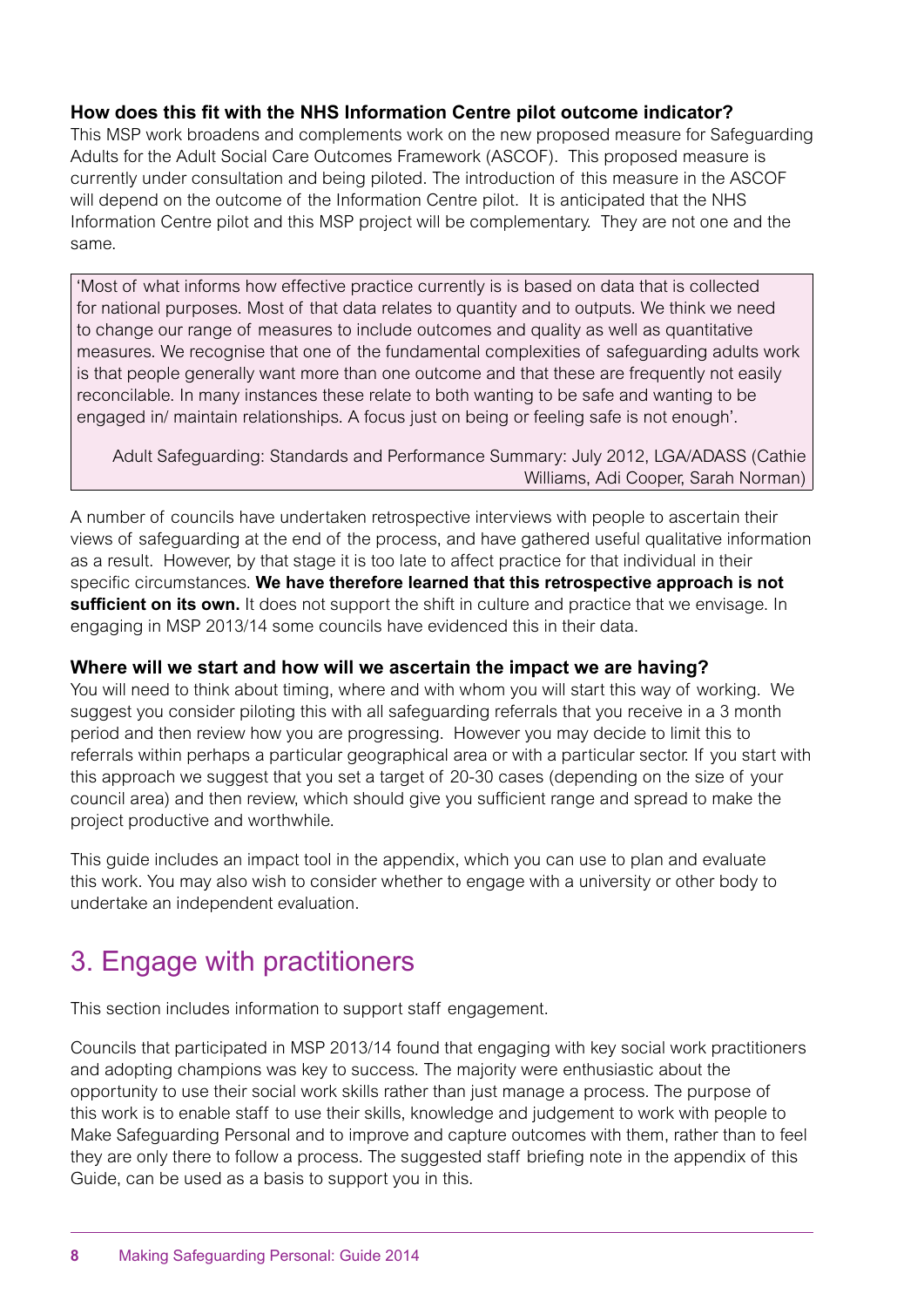**How does this fit with the NHS Information Centre pilot outcome indicator?**

This MSP work broadens and complements work on the new proposed measure for Safeguarding Adults for the Adult Social Care Outcomes Framework (ASCOF). This proposed measure is currently under consultation and being piloted. The introduction of this measure in the ASCOF will depend on the outcome of the Information Centre pilot. It is anticipated that the NHS Information Centre pilot and this MSP project will be complementary. They are not one and the same.

> 'Most of what informs how effective practice currently is is based on data that is collected for national purposes. Most of that data relates to quantity and to outputs. We think we need to change our range of measures to include outcomes and quality as well as quantitative measures. We recognise that one of the fundamental complexities of safeguarding adults work is that people generally want more than one outcome and that these are frequently not easily reconcilable. In many instances these relate to both wanting to be safe and wanting to be engaged in/ maintain relationships. A focus just on being or feeling safe is not enough'.
>
> Adult Safeguarding: Standards and Performance Summary: July 2012, LGA/ADASS (Cathie Williams, Adi Cooper, Sarah Norman)

A number of councils have undertaken retrospective interviews with people to ascertain their views of safeguarding at the end of the process, and have gathered useful qualitative information as a result. However, by that stage it is too late to affect practice for that individual in their specific circumstances. **We have therefore learned that this retrospective approach is not sufficient on its own.** It does not support the shift in culture and practice that we envisage. In engaging in MSP 2013/14 some councils have evidenced this in their data.

**Where will we start and how will we ascertain the impact we are having?**

You will need to think about timing, where and with whom you will start this way of working. We suggest you consider piloting this with all safeguarding referrals that you receive in a 3 month period and then review how you are progressing. However you may decide to limit this to referrals within perhaps a particular geographical area or with a particular sector. If you start with this approach we suggest that you set a target of 20-30 cases (depending on the size of your council area) and then review, which should give you sufficient range and spread to make the project productive and worthwhile.

This guide includes an impact tool in the appendix, which you can use to plan and evaluate this work. You may also wish to consider whether to engage with a university or other body to undertake an independent evaluation.

## 3. Engage with practitioners

This section includes information to support staff engagement.

Councils that participated in MSP 2013/14 found that engaging with key social work practitioners and adopting champions was key to success. The majority were enthusiastic about the opportunity to use their social work skills rather than just manage a process. The purpose of this work is to enable staff to use their skills, knowledge and judgement to work with people to Make Safeguarding Personal and to improve and capture outcomes with them, rather than to feel they are only there to follow a process. The suggested staff briefing note in the appendix of this Guide, can be used as a basis to support you in this.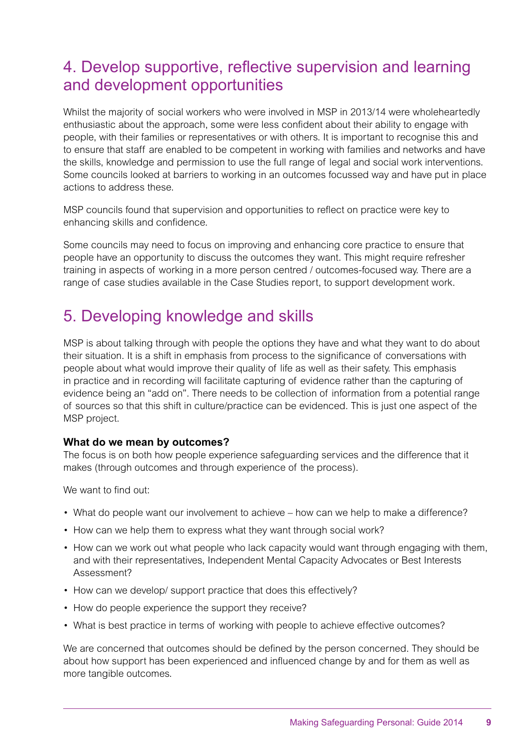## 4. Develop supportive, reflective supervision and learning and development opportunities

Whilst the majority of social workers who were involved in MSP in 2013/14 were wholeheartedly enthusiastic about the approach, some were less confident about their ability to engage with people, with their families or representatives or with others. It is important to recognise this and to ensure that staff are enabled to be competent in working with families and networks and have the skills, knowledge and permission to use the full range of legal and social work interventions. Some councils looked at barriers to working in an outcomes focussed way and have put in place actions to address these.

MSP councils found that supervision and opportunities to reflect on practice were key to enhancing skills and confidence.

Some councils may need to focus on improving and enhancing core practice to ensure that people have an opportunity to discuss the outcomes they want. This might require refresher training in aspects of working in a more person centred / outcomes-focused way. There are a range of case studies available in the Case Studies report, to support development work.

## 5. Developing knowledge and skills

MSP is about talking through with people the options they have and what they want to do about their situation. It is a shift in emphasis from process to the significance of conversations with people about what would improve their quality of life as well as their safety. This emphasis in practice and in recording will facilitate capturing of evidence rather than the capturing of evidence being an "add on". There needs to be collection of information from a potential range of sources so that this shift in culture/practice can be evidenced. This is just one aspect of the MSP project.

**What do we mean by outcomes?**

The focus is on both how people experience safeguarding services and the difference that it makes (through outcomes and through experience of the process).

We want to find out:

- What do people want our involvement to achieve – how can we help to make a difference?
- How can we help them to express what they want through social work?
- How can we work out what people who lack capacity would want through engaging with them, and with their representatives, Independent Mental Capacity Advocates or Best Interests Assessment?
- How can we develop/ support practice that does this effectively?
- How do people experience the support they receive?
- What is best practice in terms of working with people to achieve effective outcomes?

We are concerned that outcomes should be defined by the person concerned. They should be about how support has been experienced and influenced change by and for them as well as more tangible outcomes.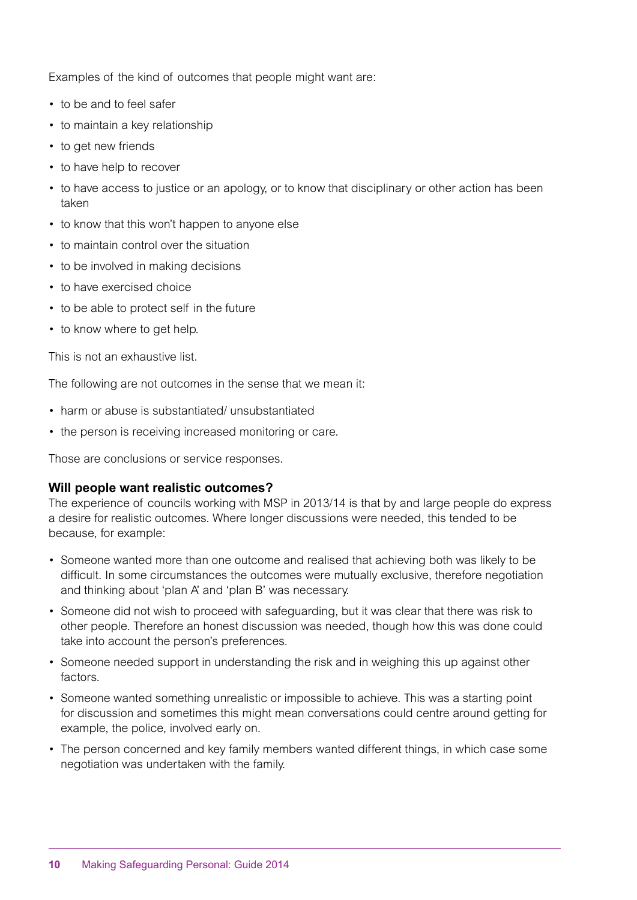Examples of the kind of outcomes that people might want are:

- to be and to feel safer
- to maintain a key relationship
- to get new friends
- to have help to recover
- to have access to justice or an apology, or to know that disciplinary or other action has been taken
- to know that this won't happen to anyone else
- to maintain control over the situation
- to be involved in making decisions
- to have exercised choice
- to be able to protect self in the future
- to know where to get help.

This is not an exhaustive list.

The following are not outcomes in the sense that we mean it:

- harm or abuse is substantiated/ unsubstantiated
- the person is receiving increased monitoring or care.

Those are conclusions or service responses.

### Will people want realistic outcomes?

The experience of councils working with MSP in 2013/14 is that by and large people do express a desire for realistic outcomes. Where longer discussions were needed, this tended to be because, for example:

- Someone wanted more than one outcome and realised that achieving both was likely to be difficult. In some circumstances the outcomes were mutually exclusive, therefore negotiation and thinking about 'plan A' and 'plan B' was necessary.
- Someone did not wish to proceed with safeguarding, but it was clear that there was risk to other people. Therefore an honest discussion was needed, though how this was done could take into account the person's preferences.
- Someone needed support in understanding the risk and in weighing this up against other factors.
- Someone wanted something unrealistic or impossible to achieve. This was a starting point for discussion and sometimes this might mean conversations could centre around getting for example, the police, involved early on.
- The person concerned and key family members wanted different things, in which case some negotiation was undertaken with the family.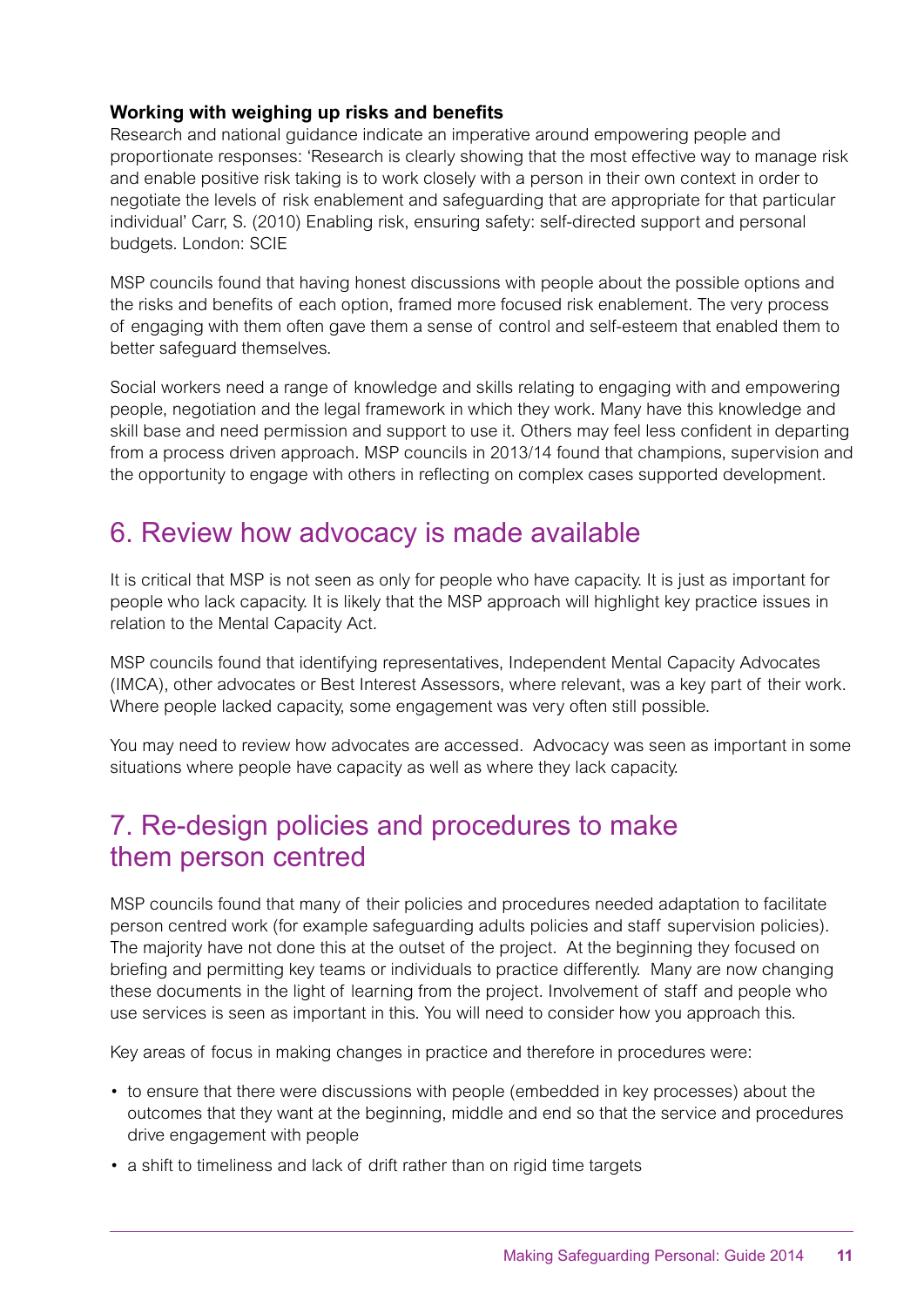**Working with weighing up risks and benefits**

Research and national guidance indicate an imperative around empowering people and proportionate responses: 'Research is clearly showing that the most effective way to manage risk and enable positive risk taking is to work closely with a person in their own context in order to negotiate the levels of risk enablement and safeguarding that are appropriate for that particular individual' Carr, S. (2010) Enabling risk, ensuring safety: self-directed support and personal budgets. London: SCIE

MSP councils found that having honest discussions with people about the possible options and the risks and benefits of each option, framed more focused risk enablement. The very process of engaging with them often gave them a sense of control and self-esteem that enabled them to better safeguard themselves.

Social workers need a range of knowledge and skills relating to engaging with and empowering people, negotiation and the legal framework in which they work. Many have this knowledge and skill base and need permission and support to use it. Others may feel less confident in departing from a process driven approach. MSP councils in 2013/14 found that champions, supervision and the opportunity to engage with others in reflecting on complex cases supported development.

## 6. Review how advocacy is made available

It is critical that MSP is not seen as only for people who have capacity. It is just as important for people who lack capacity. It is likely that the MSP approach will highlight key practice issues in relation to the Mental Capacity Act.

MSP councils found that identifying representatives, Independent Mental Capacity Advocates (IMCA), other advocates or Best Interest Assessors, where relevant, was a key part of their work. Where people lacked capacity, some engagement was very often still possible.

You may need to review how advocates are accessed. Advocacy was seen as important in some situations where people have capacity as well as where they lack capacity.

## 7. Re-design policies and procedures to make them person centred

MSP councils found that many of their policies and procedures needed adaptation to facilitate person centred work (for example safeguarding adults policies and staff supervision policies). The majority have not done this at the outset of the project. At the beginning they focused on briefing and permitting key teams or individuals to practice differently. Many are now changing these documents in the light of learning from the project. Involvement of staff and people who use services is seen as important in this. You will need to consider how you approach this.

Key areas of focus in making changes in practice and therefore in procedures were:

- to ensure that there were discussions with people (embedded in key processes) about the outcomes that they want at the beginning, middle and end so that the service and procedures drive engagement with people
- a shift to timeliness and lack of drift rather than on rigid time targets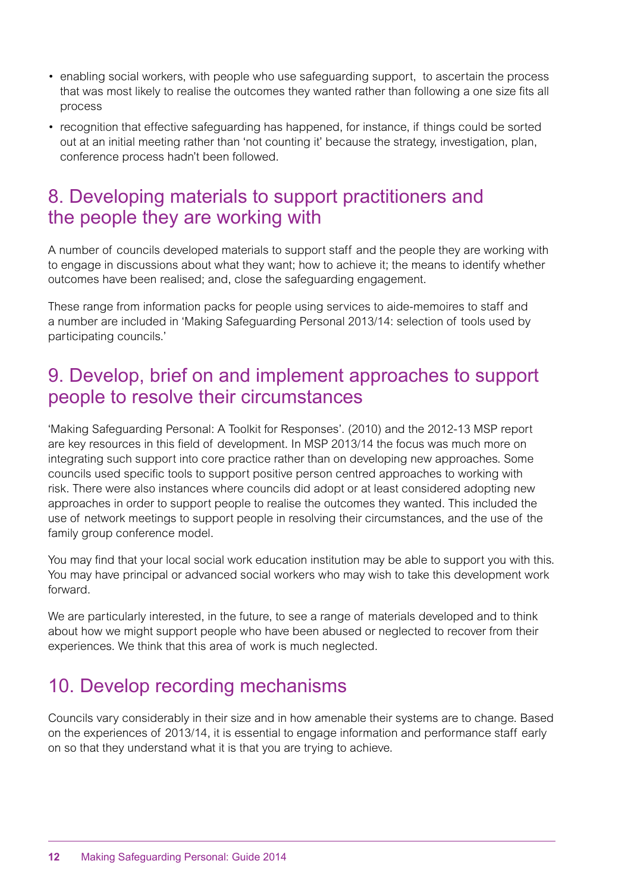- enabling social workers, with people who use safeguarding support, to ascertain the process that was most likely to realise the outcomes they wanted rather than following a one size fits all process
- recognition that effective safeguarding has happened, for instance, if things could be sorted out at an initial meeting rather than 'not counting it' because the strategy, investigation, plan, conference process hadn't been followed.

## 8. Developing materials to support practitioners and the people they are working with

A number of councils developed materials to support staff and the people they are working with to engage in discussions about what they want; how to achieve it; the means to identify whether outcomes have been realised; and, close the safeguarding engagement.

These range from information packs for people using services to aide-memoires to staff and a number are included in 'Making Safeguarding Personal 2013/14: selection of tools used by participating councils.'

## 9. Develop, brief on and implement approaches to support people to resolve their circumstances

'Making Safeguarding Personal: A Toolkit for Responses'. (2010) and the 2012-13 MSP report are key resources in this field of development. In MSP 2013/14 the focus was much more on integrating such support into core practice rather than on developing new approaches. Some councils used specific tools to support positive person centred approaches to working with risk. There were also instances where councils did adopt or at least considered adopting new approaches in order to support people to realise the outcomes they wanted. This included the use of network meetings to support people in resolving their circumstances, and the use of the family group conference model.

You may find that your local social work education institution may be able to support you with this. You may have principal or advanced social workers who may wish to take this development work forward.

We are particularly interested, in the future, to see a range of materials developed and to think about how we might support people who have been abused or neglected to recover from their experiences. We think that this area of work is much neglected.

## 10. Develop recording mechanisms

Councils vary considerably in their size and in how amenable their systems are to change. Based on the experiences of 2013/14, it is essential to engage information and performance staff early on so that they understand what it is that you are trying to achieve.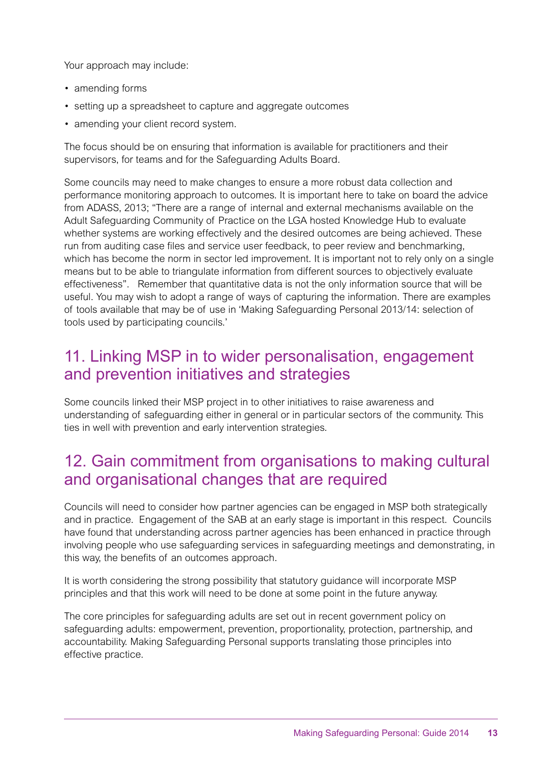Your approach may include:

- amending forms
- setting up a spreadsheet to capture and aggregate outcomes
- amending your client record system.

The focus should be on ensuring that information is available for practitioners and their supervisors, for teams and for the Safeguarding Adults Board.

Some councils may need to make changes to ensure a more robust data collection and performance monitoring approach to outcomes. It is important here to take on board the advice from ADASS, 2013; "There are a range of internal and external mechanisms available on the Adult Safeguarding Community of Practice on the LGA hosted Knowledge Hub to evaluate whether systems are working effectively and the desired outcomes are being achieved. These run from auditing case files and service user feedback, to peer review and benchmarking, which has become the norm in sector led improvement. It is important not to rely only on a single means but to be able to triangulate information from different sources to objectively evaluate effectiveness". Remember that quantitative data is not the only information source that will be useful. You may wish to adopt a range of ways of capturing the information. There are examples of tools available that may be of use in 'Making Safeguarding Personal 2013/14: selection of tools used by participating councils.'

## 11. Linking MSP in to wider personalisation, engagement and prevention initiatives and strategies

Some councils linked their MSP project in to other initiatives to raise awareness and understanding of safeguarding either in general or in particular sectors of the community. This ties in well with prevention and early intervention strategies.

## 12. Gain commitment from organisations to making cultural and organisational changes that are required

Councils will need to consider how partner agencies can be engaged in MSP both strategically and in practice. Engagement of the SAB at an early stage is important in this respect. Councils have found that understanding across partner agencies has been enhanced in practice through involving people who use safeguarding services in safeguarding meetings and demonstrating, in this way, the benefits of an outcomes approach.

It is worth considering the strong possibility that statutory guidance will incorporate MSP principles and that this work will need to be done at some point in the future anyway.

The core principles for safeguarding adults are set out in recent government policy on safeguarding adults: empowerment, prevention, proportionality, protection, partnership, and accountability. Making Safeguarding Personal supports translating those principles into effective practice.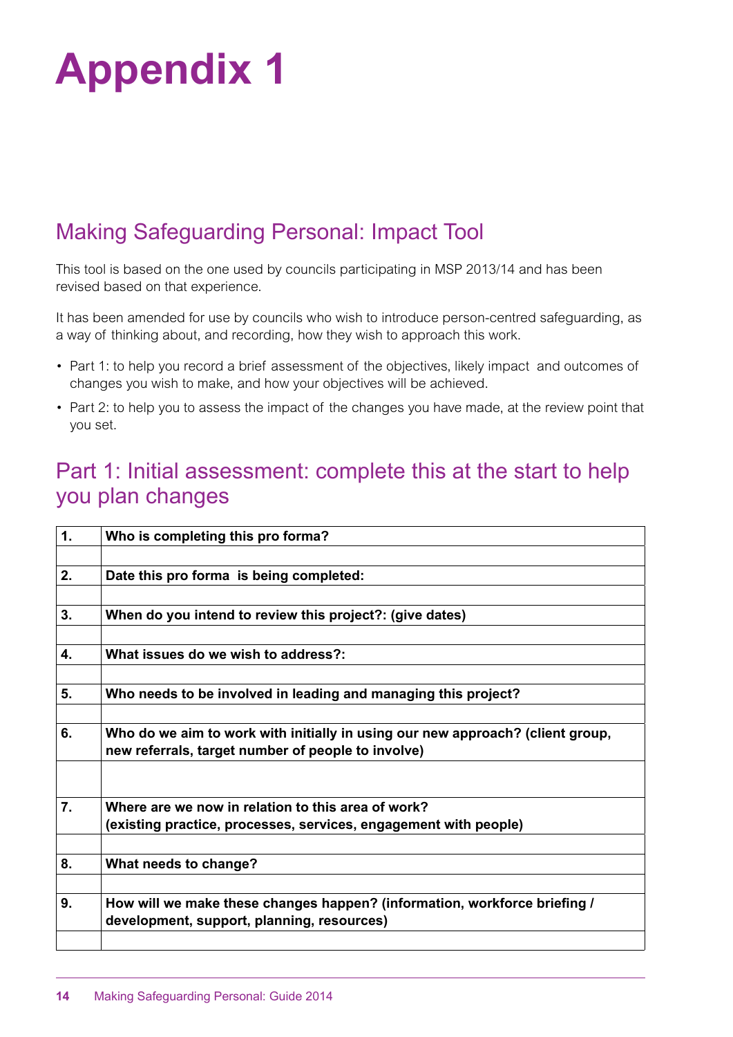# Appendix 1

## Making Safeguarding Personal: Impact Tool

This tool is based on the one used by councils participating in MSP 2013/14 and has been revised based on that experience.

It has been amended for use by councils who wish to introduce person-centred safeguarding, as a way of thinking about, and recording, how they wish to approach this work.

- Part 1: to help you record a brief assessment of the objectives, likely impact and outcomes of changes you wish to make, and how your objectives will be achieved.
- Part 2: to help you to assess the impact of the changes you have made, at the review point that you set.

## Part 1: Initial assessment: complete this at the start to help you plan changes

| | |
|---|---|
| **1.** | **Who is completing this pro forma?** |
| | |
| **2.** | **Date this pro forma is being completed:** |
| | |
| **3.** | **When do you intend to review this project?: (give dates)** |
| | |
| **4.** | **What issues do we wish to address?:** |
| | |
| **5.** | **Who needs to be involved in leading and managing this project?** |
| | |
| **6.** | **Who do we aim to work with initially in using our new approach? (client group, new referrals, target number of people to involve)** |
| | |
| **7.** | **Where are we now in relation to this area of work? (existing practice, processes, services, engagement with people)** |
| | |
| **8.** | **What needs to change?** |
| | |
| **9.** | **How will we make these changes happen? (information, workforce briefing / development, support, planning, resources)** |
| | |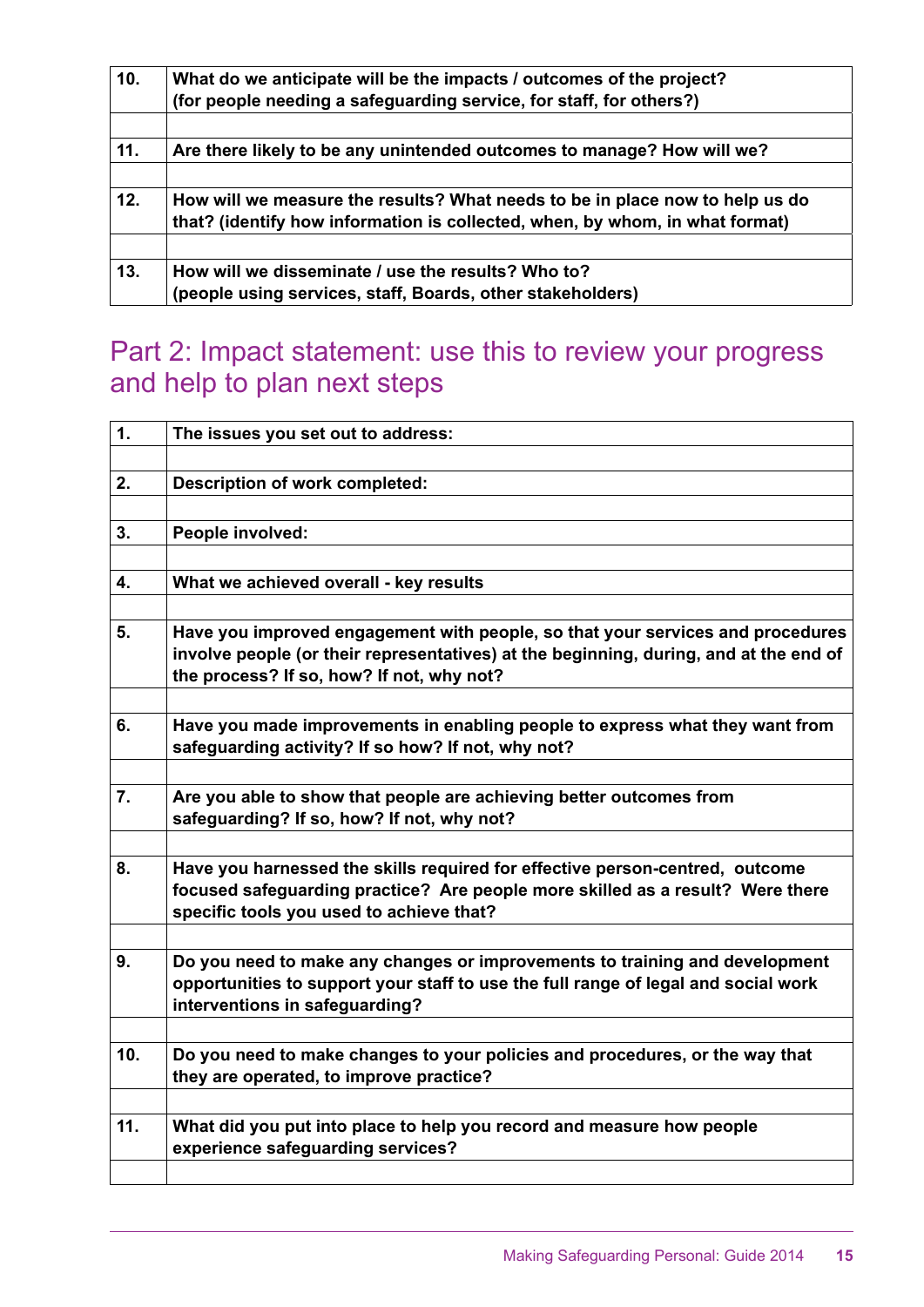| 10. | What do we anticipate will be the impacts / outcomes of the project? (for people needing a safeguarding service, for staff, for others?) |
|---|---|
| | |
| 11. | Are there likely to be any unintended outcomes to manage? How will we? |
| | |
| 12. | How will we measure the results? What needs to be in place now to help us do that? (identify how information is collected, when, by whom, in what format) |
| | |
| 13. | How will we disseminate / use the results? Who to? (people using services, staff, Boards, other stakeholders) |

## Part 2: Impact statement: use this to review your progress and help to plan next steps

| 1. | The issues you set out to address: |
|---|---|
| | |
| 2. | Description of work completed: |
| | |
| 3. | People involved: |
| | |
| 4. | What we achieved overall - key results |
| | |
| 5. | Have you improved engagement with people, so that your services and procedures involve people (or their representatives) at the beginning, during, and at the end of the process? If so, how? If not, why not? |
| | |
| 6. | Have you made improvements in enabling people to express what they want from safeguarding activity? If so how? If not, why not? |
| | |
| 7. | Are you able to show that people are achieving better outcomes from safeguarding? If so, how? If not, why not? |
| | |
| 8. | Have you harnessed the skills required for effective person-centred, outcome focused safeguarding practice? Are people more skilled as a result? Were there specific tools you used to achieve that? |
| | |
| 9. | Do you need to make any changes or improvements to training and development opportunities to support your staff to use the full range of legal and social work interventions in safeguarding? |
| | |
| 10. | Do you need to make changes to your policies and procedures, or the way that they are operated, to improve practice? |
| | |
| 11. | What did you put into place to help you record and measure how people experience safeguarding services? |
| | |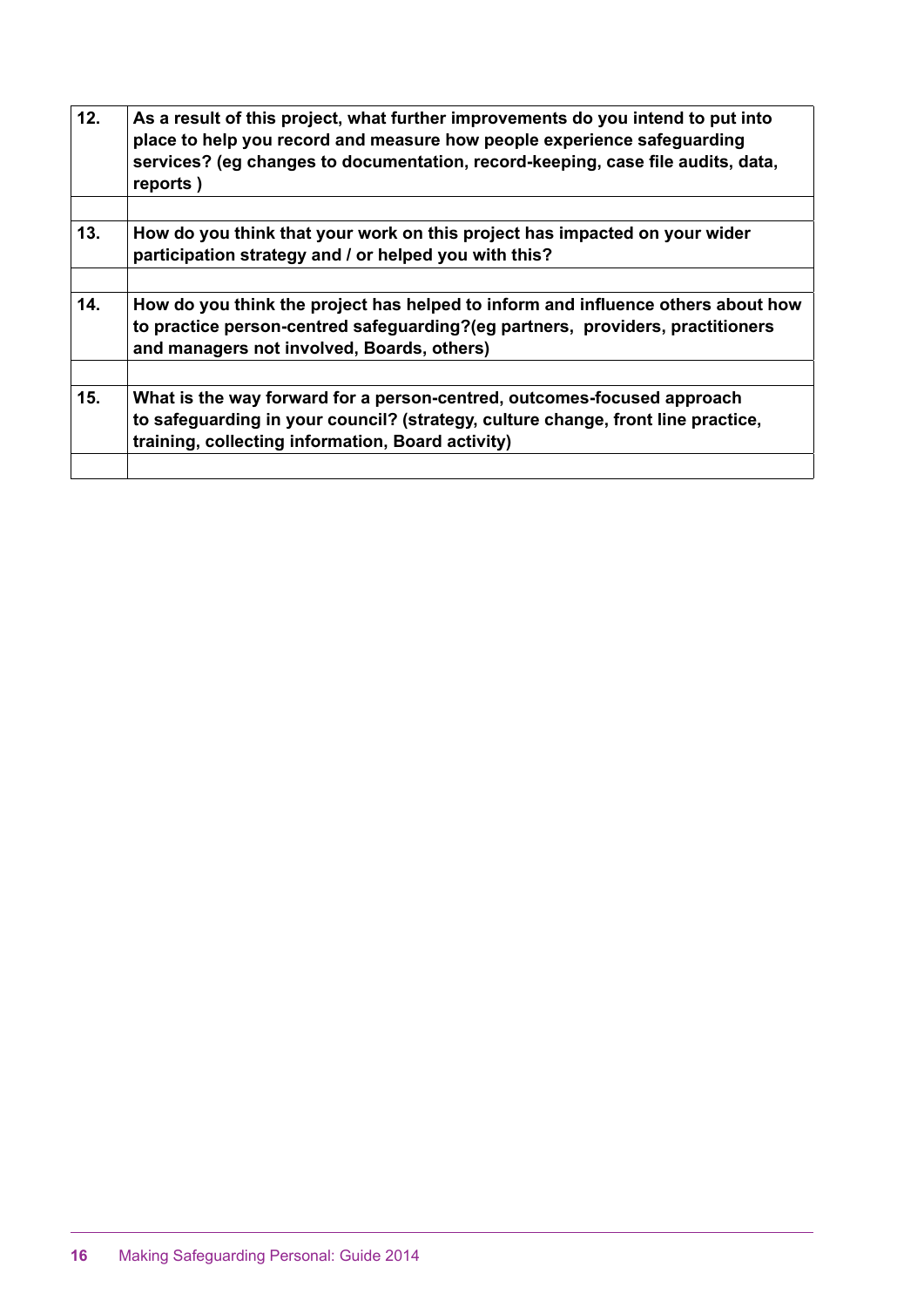| | |
|---|---|
| **12.** | **As a result of this project, what further improvements do you intend to put into place to help you record and measure how people experience safeguarding services? (eg changes to documentation, record-keeping, case file audits, data, reports )** |
| | |
| **13.** | **How do you think that your work on this project has impacted on your wider participation strategy and / or helped you with this?** |
| | |
| **14.** | **How do you think the project has helped to inform and influence others about how to practice person-centred safeguarding?(eg partners, providers, practitioners and managers not involved, Boards, others)** |
| | |
| **15.** | **What is the way forward for a person-centred, outcomes-focused approach to safeguarding in your council? (strategy, culture change, front line practice, training, collecting information, Board activity)** |
| | |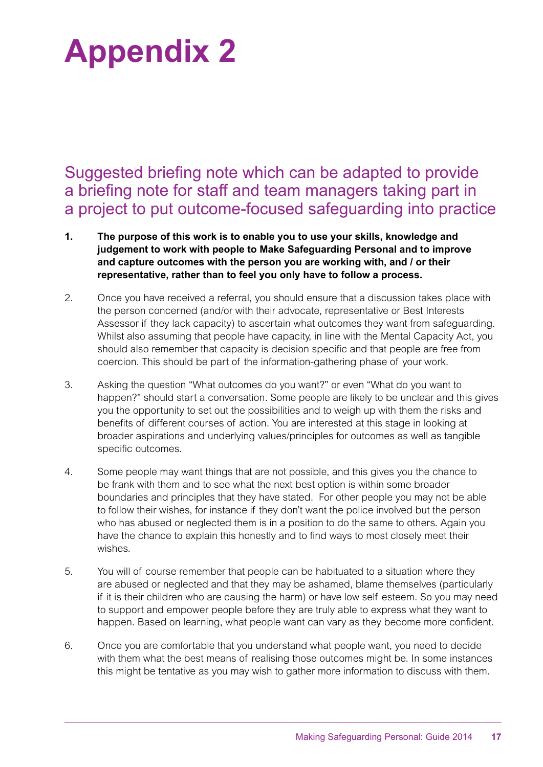# Appendix 2

## Suggested briefing note which can be adapted to provide a briefing note for staff and team managers taking part in a project to put outcome-focused safeguarding into practice

1. **The purpose of this work is to enable you to use your skills, knowledge and judgement to work with people to Make Safeguarding Personal and to improve and capture outcomes with the person you are working with, and / or their representative, rather than to feel you only have to follow a process.**

2. Once you have received a referral, you should ensure that a discussion takes place with the person concerned (and/or with their advocate, representative or Best Interests Assessor if they lack capacity) to ascertain what outcomes they want from safeguarding. Whilst also assuming that people have capacity, in line with the Mental Capacity Act, you should also remember that capacity is decision specific and that people are free from coercion. This should be part of the information-gathering phase of your work.

3. Asking the question "What outcomes do you want?" or even "What do you want to happen?" should start a conversation. Some people are likely to be unclear and this gives you the opportunity to set out the possibilities and to weigh up with them the risks and benefits of different courses of action. You are interested at this stage in looking at broader aspirations and underlying values/principles for outcomes as well as tangible specific outcomes.

4. Some people may want things that are not possible, and this gives you the chance to be frank with them and to see what the next best option is within some broader boundaries and principles that they have stated. For other people you may not be able to follow their wishes, for instance if they don't want the police involved but the person who has abused or neglected them is in a position to do the same to others. Again you have the chance to explain this honestly and to find ways to most closely meet their wishes.

5. You will of course remember that people can be habituated to a situation where they are abused or neglected and that they may be ashamed, blame themselves (particularly if it is their children who are causing the harm) or have low self esteem. So you may need to support and empower people before they are truly able to express what they want to happen. Based on learning, what people want can vary as they become more confident.

6. Once you are comfortable that you understand what people want, you need to decide with them what the best means of realising those outcomes might be. In some instances this might be tentative as you may wish to gather more information to discuss with them.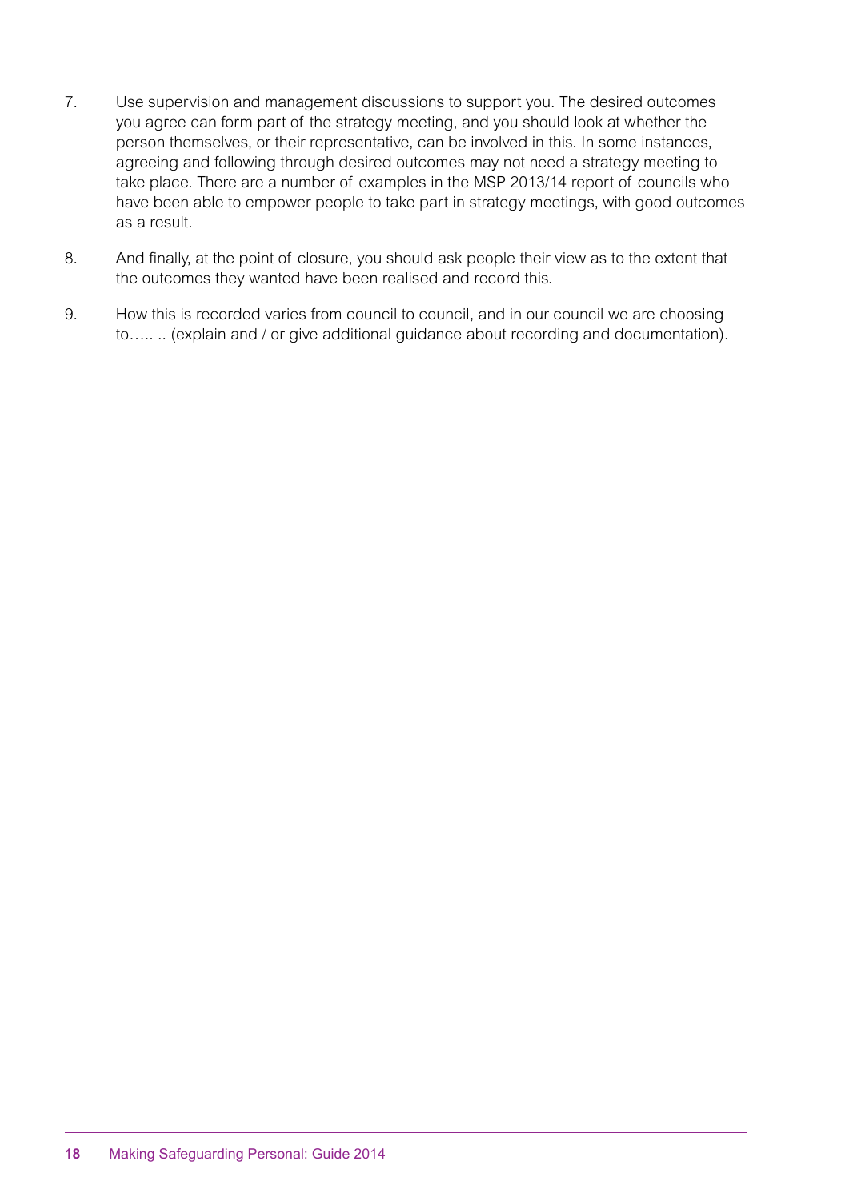7. Use supervision and management discussions to support you. The desired outcomes you agree can form part of the strategy meeting, and you should look at whether the person themselves, or their representative, can be involved in this. In some instances, agreeing and following through desired outcomes may not need a strategy meeting to take place. There are a number of examples in the MSP 2013/14 report of councils who have been able to empower people to take part in strategy meetings, with good outcomes as a result.

8. And finally, at the point of closure, you should ask people their view as to the extent that the outcomes they wanted have been realised and record this.

9. How this is recorded varies from council to council, and in our council we are choosing to….. .. (explain and / or give additional guidance about recording and documentation).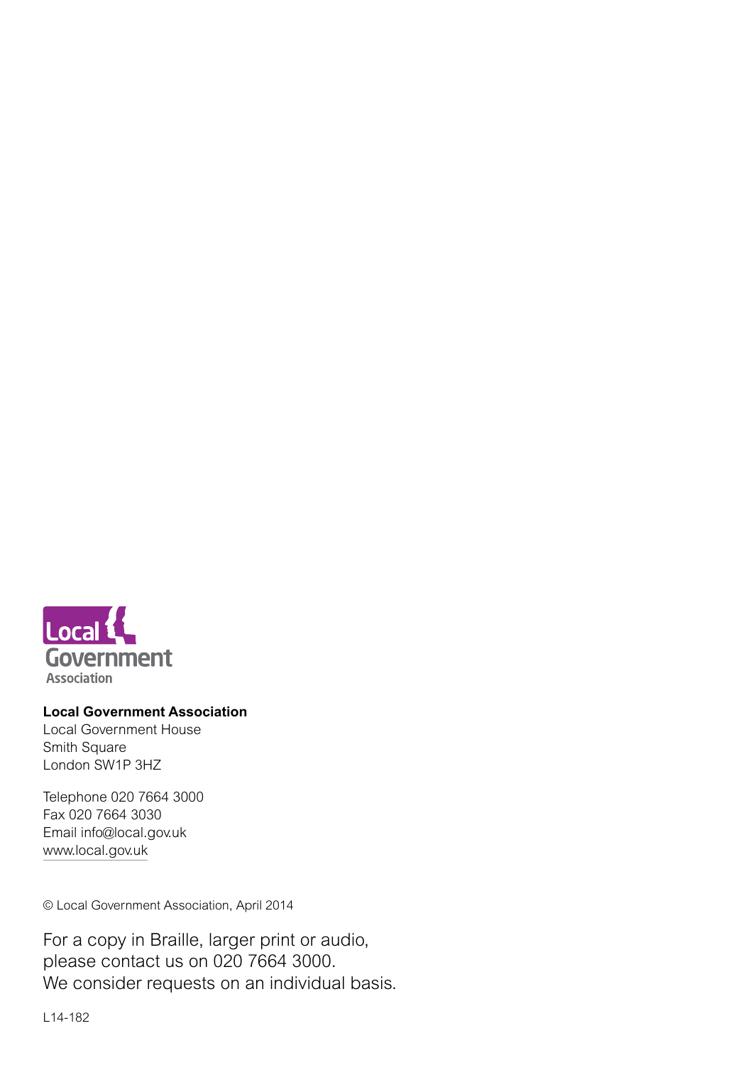**Local Government Association**
Local Government House
Smith Square
London SW1P 3HZ

Telephone 020 7664 3000
Fax 020 7664 3030
Email info@local.gov.uk
www.local.gov.uk

© Local Government Association, April 2014

For a copy in Braille, larger print or audio, please contact us on 020 7664 3000. We consider requests on an individual basis.

L14-182